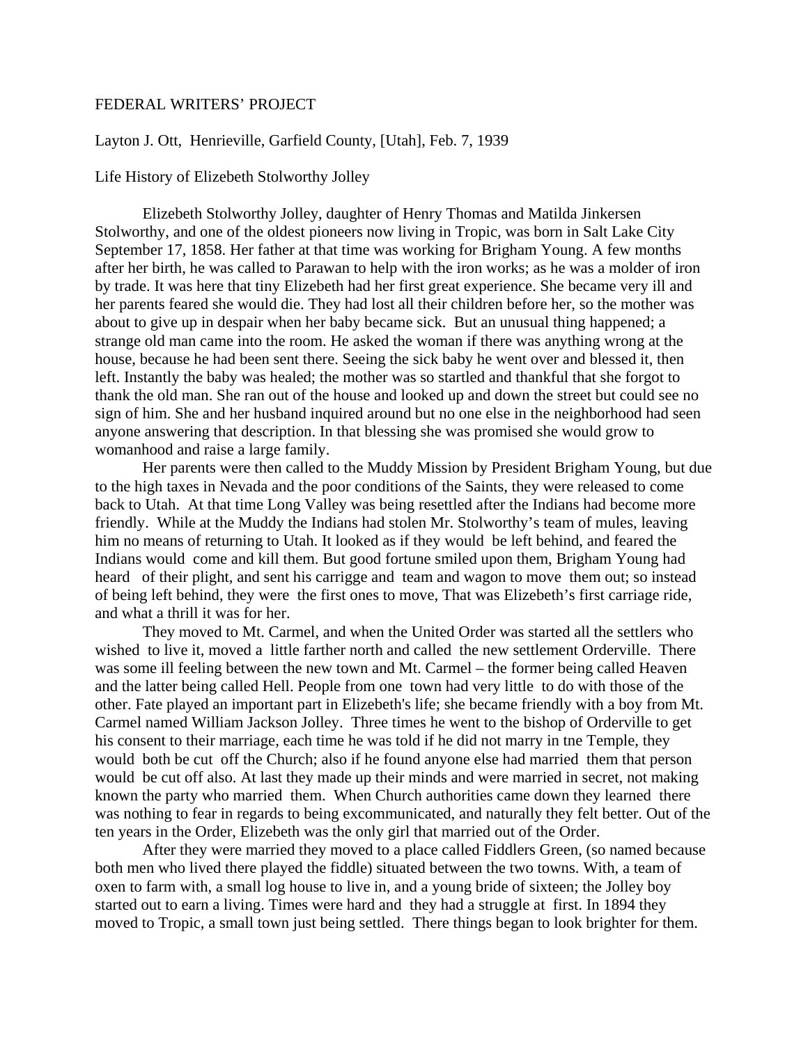FEDERAL WRITERS' PROJECT

Layton J. Ott, Henrieville, Garfield County, [Utah], Feb. 7, 1939

Life History of Elizebeth Stolworthy Jolley

Elizebeth Stolworthy Jolley, daughter of Henry Thomas and Matilda Jinkersen Stolworthy, and one of the oldest pioneers now living in Tropic, was born in Salt Lake City September 17, 1858. Her father at that time was working for Brigham Young. A few months after her birth, he was called to Parawan to help with the iron works; as he was a molder of iron by trade. It was here that tiny Elizebeth had her first great experience. She became very ill and her parents feared she would die. They had lost all their children before her, so the mother was about to give up in despair when her baby became sick. But an unusual thing happened; a strange old man came into the room. He asked the woman if there was anything wrong at the house, because he had been sent there. Seeing the sick baby he went over and blessed it, then left. Instantly the baby was healed; the mother was so startled and thankful that she forgot to thank the old man. She ran out of the house and looked up and down the street but could see no sign of him. She and her husband inquired around but no one else in the neighborhood had seen anyone answering that description. In that blessing she was promised she would grow to womanhood and raise a large family.

Her parents were then called to the Muddy Mission by President Brigham Young, but due to the high taxes in Nevada and the poor conditions of the Saints, they were released to come back to Utah. At that time Long Valley was being resettled after the Indians had become more friendly. While at the Muddy the Indians had stolen Mr. Stolworthy's team of mules, leaving him no means of returning to Utah. It looked as if they would be left behind, and feared the Indians would come and kill them. But good fortune smiled upon them, Brigham Young had heard of their plight, and sent his carrigge and team and wagon to move them out; so instead of being left behind, they were the first ones to move, That was Elizebeth's first carriage ride, and what a thrill it was for her.

They moved to Mt. Carmel, and when the United Order was started all the settlers who wished to live it, moved a little farther north and called the new settlement Orderville. There was some ill feeling between the new town and Mt. Carmel – the former being called Heaven and the latter being called Hell. People from one town had very little to do with those of the other. Fate played an important part in Elizebeth's life; she became friendly with a boy from Mt. Carmel named William Jackson Jolley. Three times he went to the bishop of Orderville to get his consent to their marriage, each time he was told if he did not marry in tne Temple, they would both be cut off the Church; also if he found anyone else had married them that person would be cut off also. At last they made up their minds and were married in secret, not making known the party who married them. When Church authorities came down they learned there was nothing to fear in regards to being excommunicated, and naturally they felt better. Out of the ten years in the Order, Elizebeth was the only girl that married out of the Order.

After they were married they moved to a place called Fiddlers Green, (so named because both men who lived there played the fiddle) situated between the two towns. With, a team of oxen to farm with, a small log house to live in, and a young bride of sixteen; the Jolley boy started out to earn a living. Times were hard and they had a struggle at first. In 1894 they moved to Tropic, a small town just being settled. There things began to look brighter for them.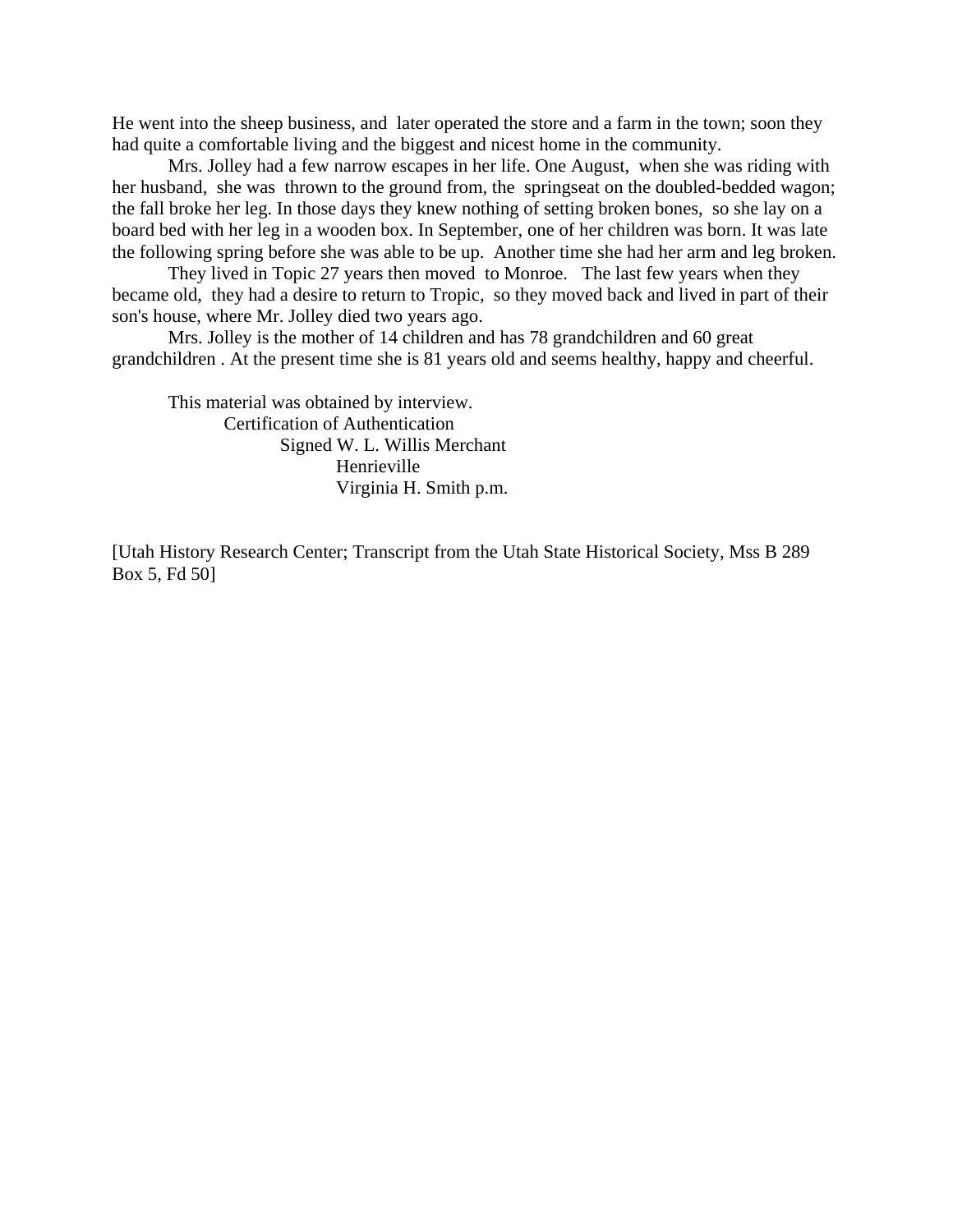He went into the sheep business, and later operated the store and a farm in the town; soon they had quite a comfortable living and the biggest and nicest home in the community.

Mrs. Jolley had a few narrow escapes in her life. One August, when she was riding with her husband, she was thrown to the ground from, the springseat on the doubled-bedded wagon; the fall broke her leg. In those days they knew nothing of setting broken bones, so she lay on a board bed with her leg in a wooden box. In September, one of her children was born. It was late the following spring before she was able to be up. Another time she had her arm and leg broken.

They lived in Topic 27 years then moved to Monroe. The last few years when they became old, they had a desire to return to Tropic, so they moved back and lived in part of their son's house, where Mr. Jolley died two years ago.

Mrs. Jolley is the mother of 14 children and has 78 grandchildren and 60 great grandchildren . At the present time she is 81 years old and seems healthy, happy and cheerful.

This material was obtained by interview.
Certification of Authentication
Signed W. L. Willis Merchant
Henrieville
Virginia H. Smith p.m.

[Utah History Research Center; Transcript from the Utah State Historical Society, Mss B 289 Box 5, Fd 50]